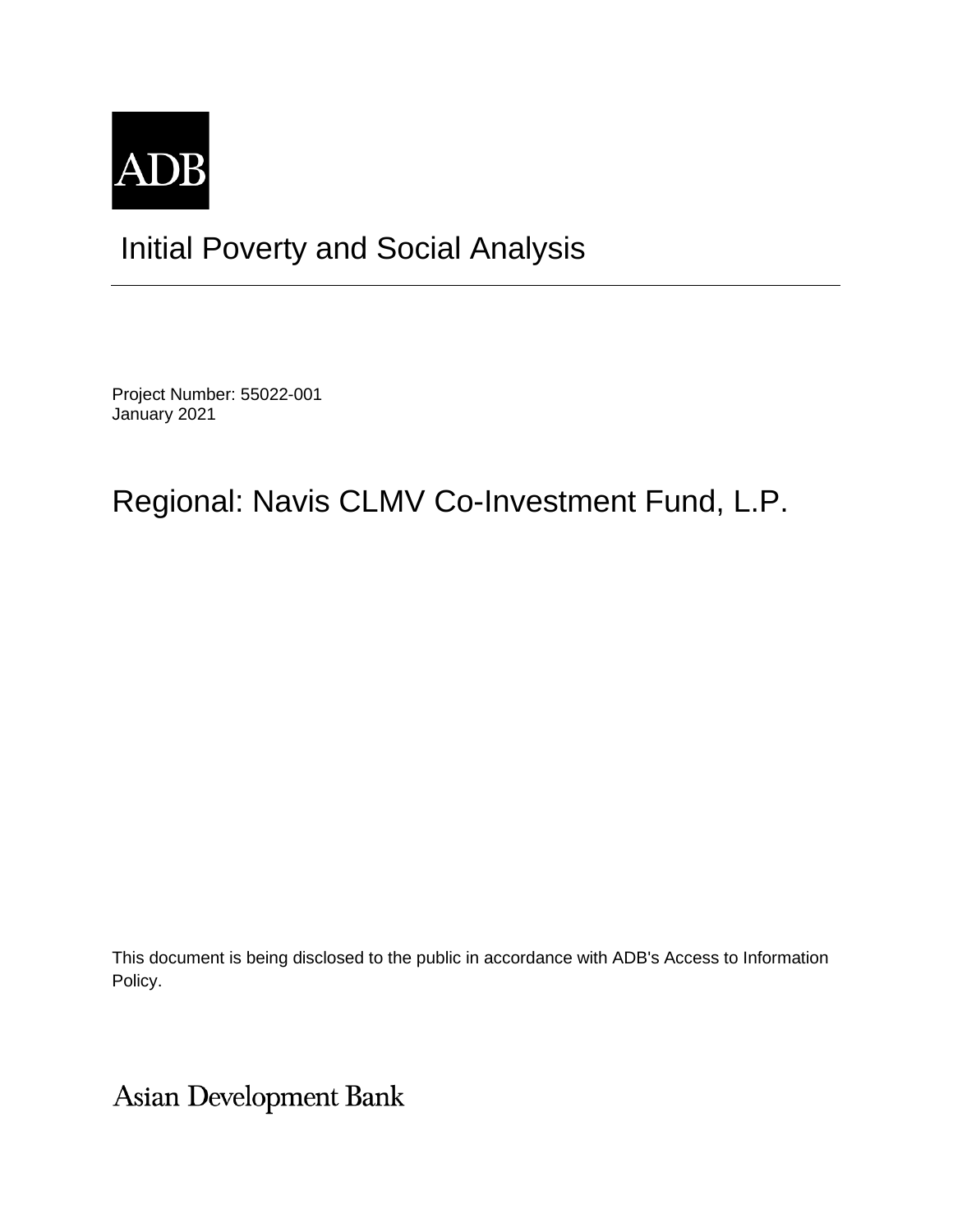ADB

# Initial Poverty and Social Analysis

Project Number: 55022-001
January 2021

## Regional: Navis CLMV Co-Investment Fund, L.P.

This document is being disclosed to the public in accordance with ADB's Access to Information Policy.

Asian Development Bank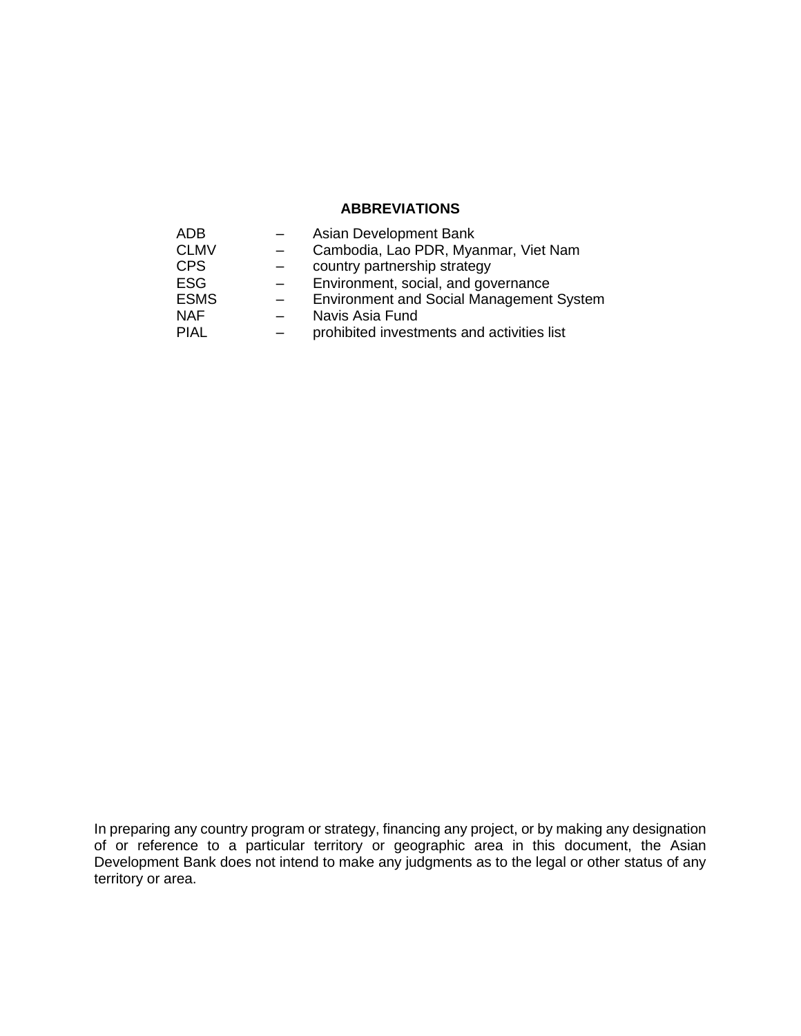## ABBREVIATIONS

| | | |
|---|---|---|
| ADB | – | Asian Development Bank |
| CLMV | – | Cambodia, Lao PDR, Myanmar, Viet Nam |
| CPS | – | country partnership strategy |
| ESG | – | Environment, social, and governance |
| ESMS | – | Environment and Social Management System |
| NAF | – | Navis Asia Fund |
| PIAL | – | prohibited investments and activities list |

In preparing any country program or strategy, financing any project, or by making any designation of or reference to a particular territory or geographic area in this document, the Asian Development Bank does not intend to make any judgments as to the legal or other status of any territory or area.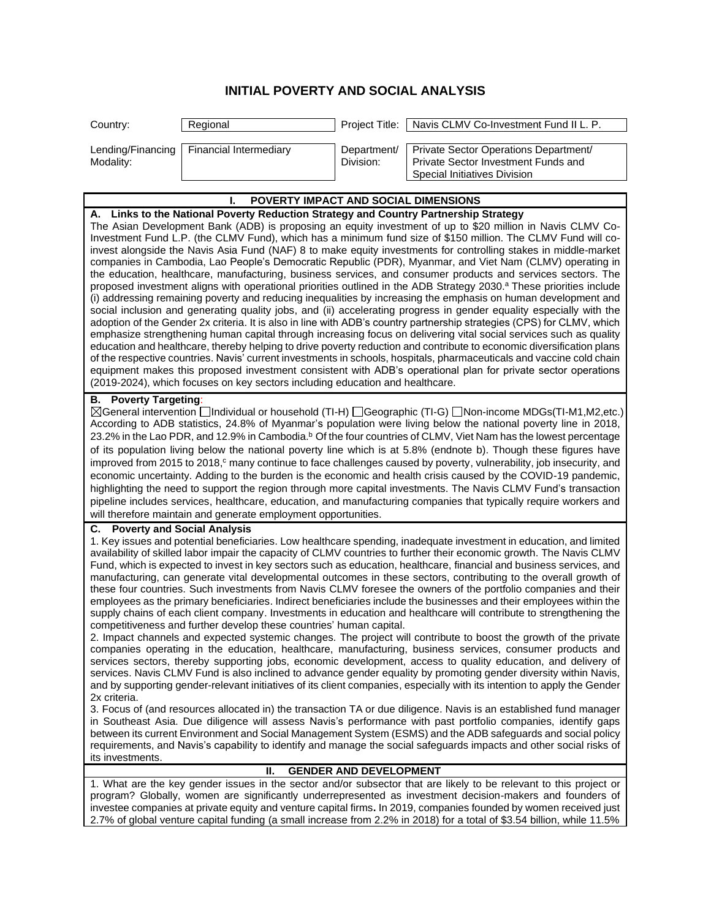# INITIAL POVERTY AND SOCIAL ANALYSIS

| Country: | Regional | Project Title: | Navis CLMV Co-Investment Fund II L. P. |
|---|---|---|---|
| Lending/Financing Modality: | Financial Intermediary | Department/ Division: | Private Sector Operations Department/ Private Sector Investment Funds and Special Initiatives Division |

## I. POVERTY IMPACT AND SOCIAL DIMENSIONS

**A. Links to the National Poverty Reduction Strategy and Country Partnership Strategy**

The Asian Development Bank (ADB) is proposing an equity investment of up to $20 million in Navis CLMV Co-Investment Fund L.P. (the CLMV Fund), which has a minimum fund size of $150 million. The CLMV Fund will co-invest alongside the Navis Asia Fund (NAF) 8 to make equity investments for controlling stakes in middle-market companies in Cambodia, Lao People's Democratic Republic (PDR), Myanmar, and Viet Nam (CLMV) operating in the education, healthcare, manufacturing, business services, and consumer products and services sectors. The proposed investment aligns with operational priorities outlined in the ADB Strategy 2030.[a] These priorities include (i) addressing remaining poverty and reducing inequalities by increasing the emphasis on human development and social inclusion and generating quality jobs, and (ii) accelerating progress in gender equality especially with the adoption of the Gender 2x criteria. It is also in line with ADB's country partnership strategies (CPS) for CLMV, which emphasize strengthening human capital through increasing focus on delivering vital social services such as quality education and healthcare, thereby helping to drive poverty reduction and contribute to economic diversification plans of the respective countries. Navis' current investments in schools, hospitals, pharmaceuticals and vaccine cold chain equipment makes this proposed investment consistent with ADB's operational plan for private sector operations (2019-2024), which focuses on key sectors including education and healthcare.

**B. Poverty Targeting**:

☒General intervention ☐Individual or household (TI-H) ☐Geographic (TI-G) ☐Non-income MDGs(TI-M1,M2,etc.)

According to ADB statistics, 24.8% of Myanmar's population were living below the national poverty line in 2018, 23.2% in the Lao PDR, and 12.9% in Cambodia.[b] Of the four countries of CLMV, Viet Nam has the lowest percentage of its population living below the national poverty line which is at 5.8% (endnote b). Though these figures have improved from 2015 to 2018,[c] many continue to face challenges caused by poverty, vulnerability, job insecurity, and economic uncertainty. Adding to the burden is the economic and health crisis caused by the COVID-19 pandemic, highlighting the need to support the region through more capital investments. The Navis CLMV Fund's transaction pipeline includes services, healthcare, education, and manufacturing companies that typically require workers and will therefore maintain and generate employment opportunities.

**C. Poverty and Social Analysis**

1. Key issues and potential beneficiaries. Low healthcare spending, inadequate investment in education, and limited availability of skilled labor impair the capacity of CLMV countries to further their economic growth. The Navis CLMV Fund, which is expected to invest in key sectors such as education, healthcare, financial and business services, and manufacturing, can generate vital developmental outcomes in these sectors, contributing to the overall growth of these four countries. Such investments from Navis CLMV foresee the owners of the portfolio companies and their employees as the primary beneficiaries. Indirect beneficiaries include the businesses and their employees within the supply chains of each client company. Investments in education and healthcare will contribute to strengthening the competitiveness and further develop these countries' human capital.

2. Impact channels and expected systemic changes. The project will contribute to boost the growth of the private companies operating in the education, healthcare, manufacturing, business services, consumer products and services sectors, thereby supporting jobs, economic development, access to quality education, and delivery of services. Navis CLMV Fund is also inclined to advance gender equality by promoting gender diversity within Navis, and by supporting gender-relevant initiatives of its client companies, especially with its intention to apply the Gender 2x criteria.

3. Focus of (and resources allocated in) the transaction TA or due diligence. Navis is an established fund manager in Southeast Asia. Due diligence will assess Navis's performance with past portfolio companies, identify gaps between its current Environment and Social Management System (ESMS) and the ADB safeguards and social policy requirements, and Navis's capability to identify and manage the social safeguards impacts and other social risks of its investments.

## II. GENDER AND DEVELOPMENT

1. What are the key gender issues in the sector and/or subsector that are likely to be relevant to this project or program? Globally, women are significantly underrepresented as investment decision-makers and founders of investee companies at private equity and venture capital firms**.** In 2019, companies founded by women received just 2.7% of global venture capital funding (a small increase from 2.2% in 2018) for a total of $3.54 billion, while 11.5%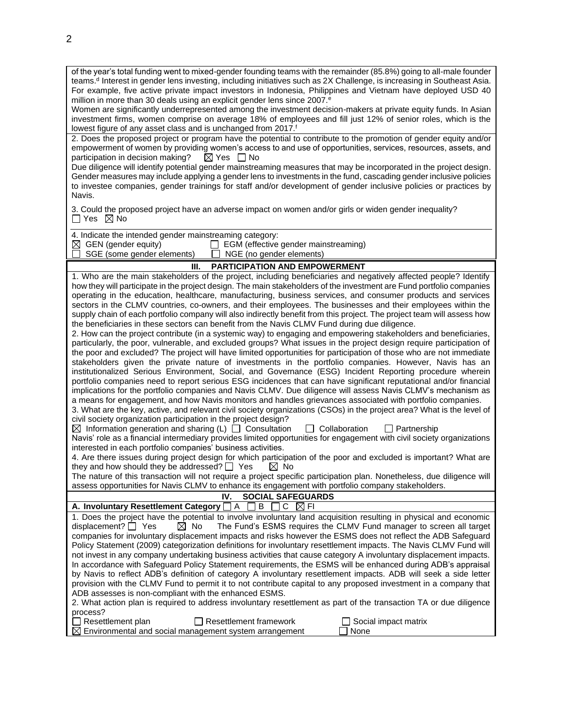of the year's total funding went to mixed-gender founding teams with the remainder (85.8%) going to all-male founder teams.[d] Interest in gender lens investing, including initiatives such as 2X Challenge, is increasing in Southeast Asia. For example, five active private impact investors in Indonesia, Philippines and Vietnam have deployed USD 40 million in more than 30 deals using an explicit gender lens since 2007.[e]

Women are significantly underrepresented among the investment decision-makers at private equity funds. In Asian investment firms, women comprise on average 18% of employees and fill just 12% of senior roles, which is the lowest figure of any asset class and is unchanged from 2017.[f]

2. Does the proposed project or program have the potential to contribute to the promotion of gender equity and/or empowerment of women by providing women's access to and use of opportunities, services, resources, assets, and participation in decision making? ☒ Yes ☐ No

Due diligence will identify potential gender mainstreaming measures that may be incorporated in the project design. Gender measures may include applying a gender lens to investments in the fund, cascading gender inclusive policies to investee companies, gender trainings for staff and/or development of gender inclusive policies or practices by Navis.

3. Could the proposed project have an adverse impact on women and/or girls or widen gender inequality?
☐ Yes ☒ No

4. Indicate the intended gender mainstreaming category:
☒ GEN (gender equity) ☐ EGM (effective gender mainstreaming)
☐ SGE (some gender elements) ☐ NGE (no gender elements)

## III. PARTICIPATION AND EMPOWERMENT

1. Who are the main stakeholders of the project, including beneficiaries and negatively affected people? Identify how they will participate in the project design. The main stakeholders of the investment are Fund portfolio companies operating in the education, healthcare, manufacturing, business services, and consumer products and services sectors in the CLMV countries, co-owners, and their employees. The businesses and their employees within the supply chain of each portfolio company will also indirectly benefit from this project. The project team will assess how the beneficiaries in these sectors can benefit from the Navis CLMV Fund during due diligence.

2. How can the project contribute (in a systemic way) to engaging and empowering stakeholders and beneficiaries, particularly, the poor, vulnerable, and excluded groups? What issues in the project design require participation of the poor and excluded? The project will have limited opportunities for participation of those who are not immediate stakeholders given the private nature of investments in the portfolio companies. However, Navis has an institutionalized Serious Environment, Social, and Governance (ESG) Incident Reporting procedure wherein portfolio companies need to report serious ESG incidences that can have significant reputational and/or financial implications for the portfolio companies and Navis CLMV. Due diligence will assess Navis CLMV's mechanism as a means for engagement, and how Navis monitors and handles grievances associated with portfolio companies.

3. What are the key, active, and relevant civil society organizations (CSOs) in the project area? What is the level of civil society organization participation in the project design?
☒ Information generation and sharing (L) ☐ Consultation ☐ Collaboration ☐ Partnership
Navis' role as a financial intermediary provides limited opportunities for engagement with civil society organizations interested in each portfolio companies' business activities.

4. Are there issues during project design for which participation of the poor and excluded is important? What are they and how should they be addressed? ☐ Yes ☒ No
The nature of this transaction will not require a project specific participation plan. Nonetheless, due diligence will assess opportunities for Navis CLMV to enhance its engagement with portfolio company stakeholders.

## IV. SOCIAL SAFEGUARDS

**A. Involuntary Resettlement Category** ☐ A ☐ B ☐ C ☒ FI

1. Does the project have the potential to involve involuntary land acquisition resulting in physical and economic displacement? ☐ Yes ☒ No The Fund's ESMS requires the CLMV Fund manager to screen all target companies for involuntary displacement impacts and risks however the ESMS does not reflect the ADB Safeguard Policy Statement (2009) categorization definitions for involuntary resettlement impacts. The Navis CLMV Fund will not invest in any company undertaking business activities that cause category A involuntary displacement impacts. In accordance with Safeguard Policy Statement requirements, the ESMS will be enhanced during ADB's appraisal by Navis to reflect ADB's definition of category A involuntary resettlement impacts. ADB will seek a side letter provision with the CLMV Fund to permit it to not contribute capital to any proposed investment in a company that ADB assesses is non-compliant with the enhanced ESMS.

2. What action plan is required to address involuntary resettlement as part of the transaction TA or due diligence process?
☐ Resettlement plan ☐ Resettlement framework ☐ Social impact matrix
☒ Environmental and social management system arrangement ☐ None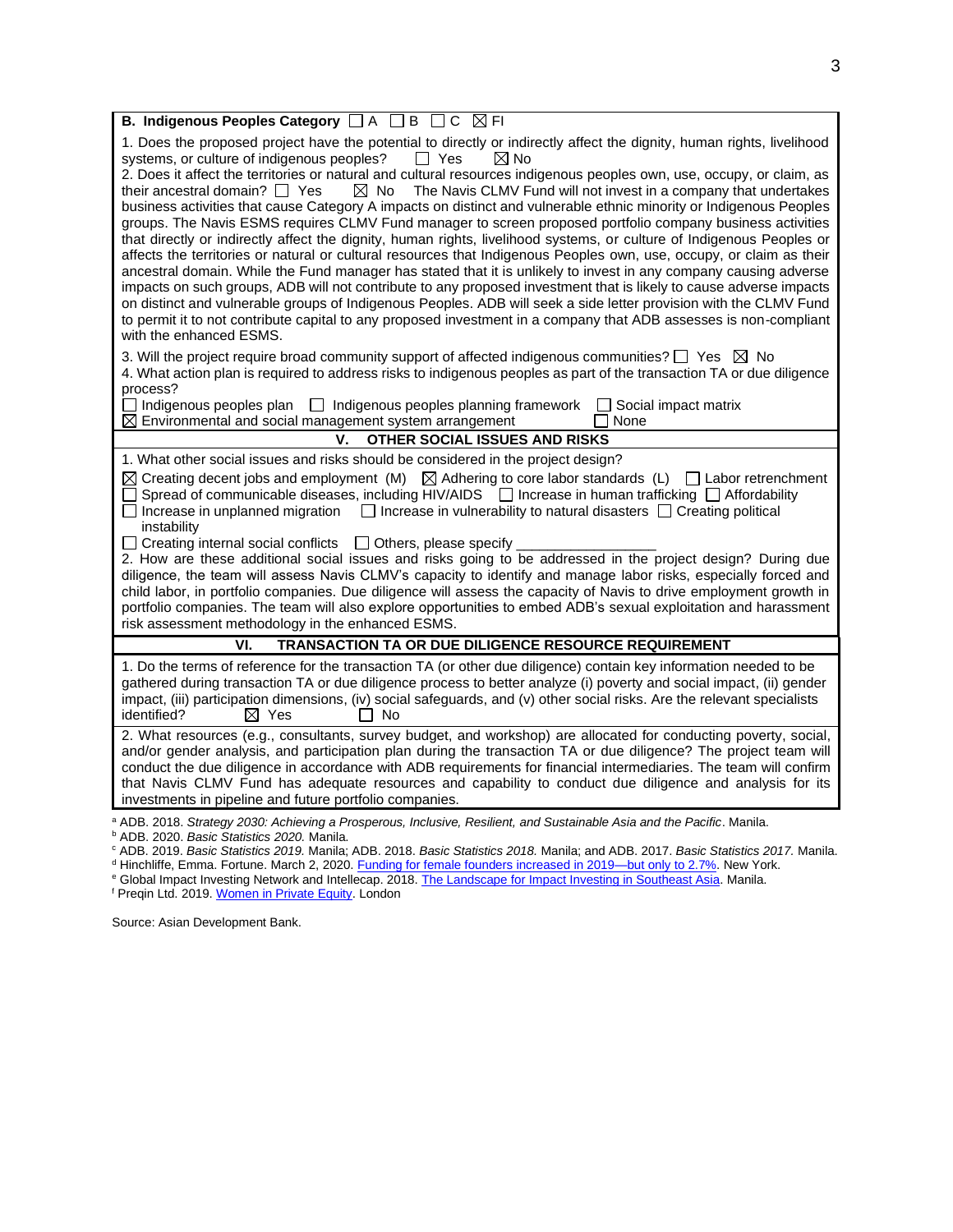**B. Indigenous Peoples Category** ☐ A ☐ B ☐ C ☒ FI

1. Does the proposed project have the potential to directly or indirectly affect the dignity, human rights, livelihood systems, or culture of indigenous peoples? ☐ Yes ☒ No
2. Does it affect the territories or natural and cultural resources indigenous peoples own, use, occupy, or claim, as their ancestral domain? ☐ Yes ☒ No The Navis CLMV Fund will not invest in a company that undertakes business activities that cause Category A impacts on distinct and vulnerable ethnic minority or Indigenous Peoples groups. The Navis ESMS requires CLMV Fund manager to screen proposed portfolio company business activities that directly or indirectly affect the dignity, human rights, livelihood systems, or culture of Indigenous Peoples or affects the territories or natural or cultural resources that Indigenous Peoples own, use, occupy, or claim as their ancestral domain. While the Fund manager has stated that it is unlikely to invest in any company causing adverse impacts on such groups, ADB will not contribute to any proposed investment that is likely to cause adverse impacts on distinct and vulnerable groups of Indigenous Peoples. ADB will seek a side letter provision with the CLMV Fund to permit it to not contribute capital to any proposed investment in a company that ADB assesses is non-compliant with the enhanced ESMS.

3. Will the project require broad community support of affected indigenous communities? ☐ Yes ☒ No
4. What action plan is required to address risks to indigenous peoples as part of the transaction TA or due diligence process?
☐ Indigenous peoples plan ☐ Indigenous peoples planning framework ☐ Social impact matrix
☒ Environmental and social management system arrangement ☐ None

## V. OTHER SOCIAL ISSUES AND RISKS

1. What other social issues and risks should be considered in the project design?
☒ Creating decent jobs and employment (M) ☒ Adhering to core labor standards (L) ☐ Labor retrenchment
☐ Spread of communicable diseases, including HIV/AIDS ☐ Increase in human trafficking ☐ Affordability
☐ Increase in unplanned migration ☐ Increase in vulnerability to natural disasters ☐ Creating political instability
☐ Creating internal social conflicts ☐ Others, please specify _________________
2. How are these additional social issues and risks going to be addressed in the project design? During due diligence, the team will assess Navis CLMV's capacity to identify and manage labor risks, especially forced and child labor, in portfolio companies. Due diligence will assess the capacity of Navis to drive employment growth in portfolio companies. The team will also explore opportunities to embed ADB's sexual exploitation and harassment risk assessment methodology in the enhanced ESMS.

## VI. TRANSACTION TA OR DUE DILIGENCE RESOURCE REQUIREMENT

1. Do the terms of reference for the transaction TA (or other due diligence) contain key information needed to be gathered during transaction TA or due diligence process to better analyze (i) poverty and social impact, (ii) gender impact, (iii) participation dimensions, (iv) social safeguards, and (v) other social risks. Are the relevant specialists identified? ☒ Yes ☐ No

2. What resources (e.g., consultants, survey budget, and workshop) are allocated for conducting poverty, social, and/or gender analysis, and participation plan during the transaction TA or due diligence? The project team will conduct the due diligence in accordance with ADB requirements for financial intermediaries. The team will confirm that Navis CLMV Fund has adequate resources and capability to conduct due diligence and analysis for its investments in pipeline and future portfolio companies.

[a] ADB. 2018. *Strategy 2030: Achieving a Prosperous, Inclusive, Resilient, and Sustainable Asia and the Pacific*. Manila.
[b] ADB. 2020. *Basic Statistics 2020.* Manila.
[c] ADB. 2019. *Basic Statistics 2019.* Manila; ADB. 2018. *Basic Statistics 2018.* Manila; and ADB. 2017. *Basic Statistics 2017.* Manila.
[d] Hinchliffe, Emma. Fortune. March 2, 2020. Funding for female founders increased in 2019—but only to 2.7%. New York.
[e] Global Impact Investing Network and Intellecap. 2018. The Landscape for Impact Investing in Southeast Asia. Manila.
[f] Preqin Ltd. 2019. Women in Private Equity. London

Source: Asian Development Bank.